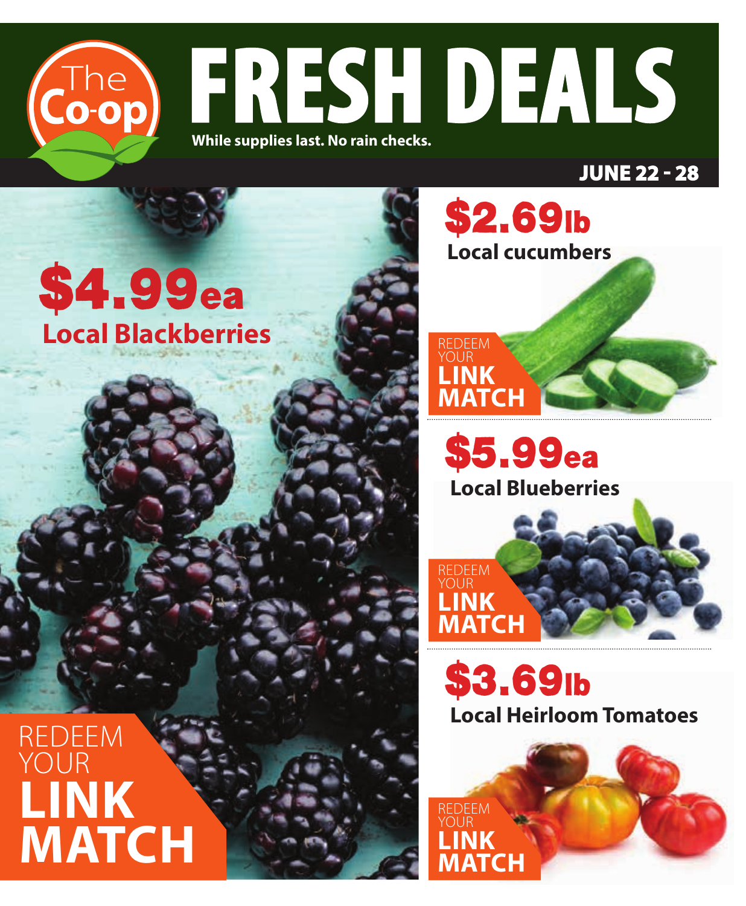The Co-op

# FRESH DEALS

**While supplies last. No rain checks.**

**JUNE 22 - 28**

## $4.99ea
**Local Blackberries**

REDEEM YOUR **LINK MATCH**

## $2.69lb
**Local cucumbers**

REDEEM YOUR **LINK MATCH**

## $5.99ea
**Local Blueberries**

REDEEM YOUR **LINK MATCH**

## $3.69lb
**Local Heirloom Tomatoes**

REDEEM YOUR **LINK MATCH**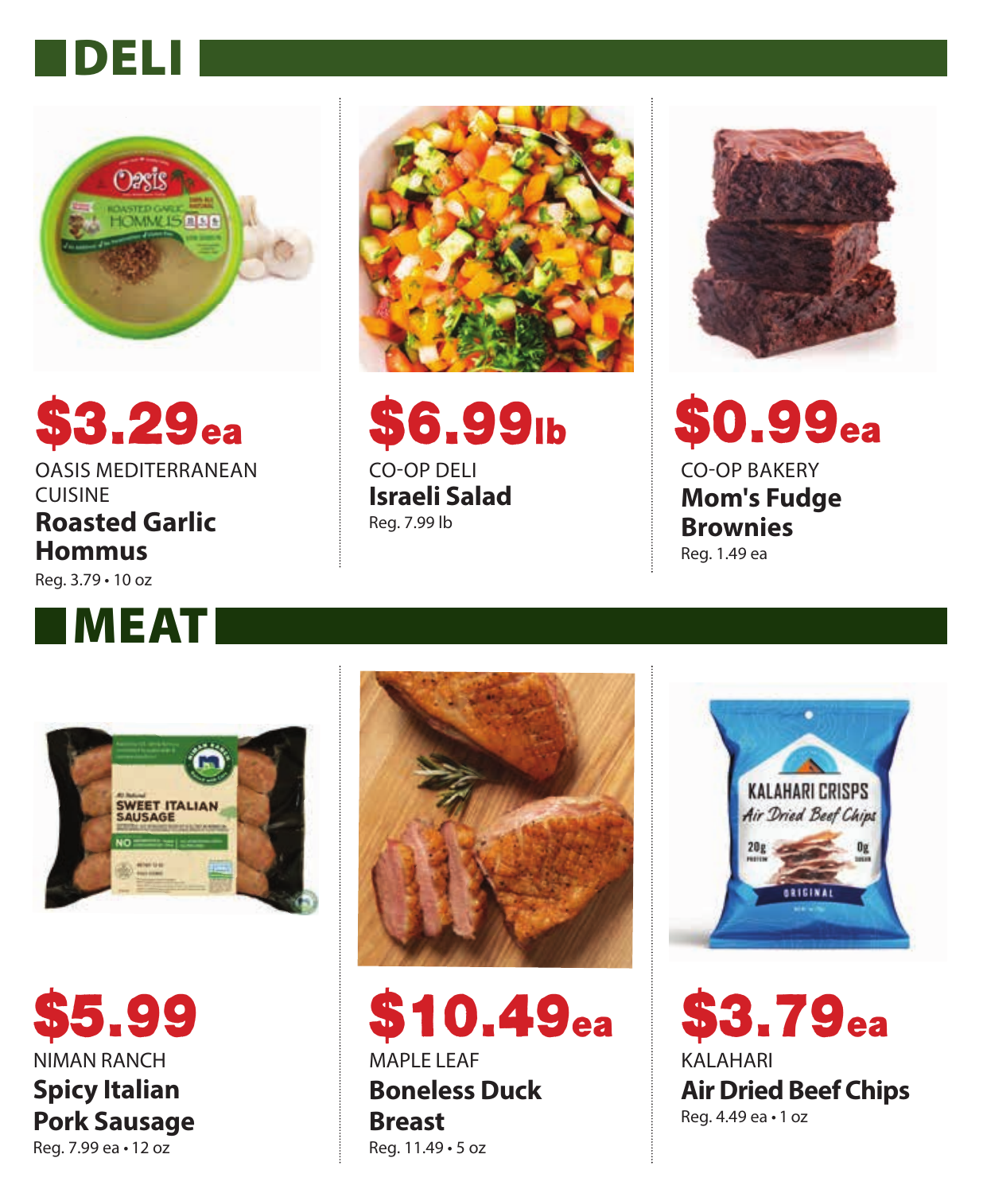## DELI

**$3.29ea**

OASIS MEDITERRANEAN CUISINE

**Roasted Garlic Hommus**

Reg. 3.79 • 10 oz

**$6.99lb**

CO-OP DELI

**Israeli Salad**

Reg. 7.99 lb

**$0.99ea**

CO-OP BAKERY

**Mom's Fudge Brownies**

Reg. 1.49 ea

## MEAT

**$5.99**

NIMAN RANCH

**Spicy Italian Pork Sausage**

Reg. 7.99 ea • 12 oz

**$10.49ea**

MAPLE LEAF

**Boneless Duck Breast**

Reg. 11.49 • 5 oz

**$3.79ea**

KALAHARI

**Air Dried Beef Chips**

Reg. 4.49 ea • 1 oz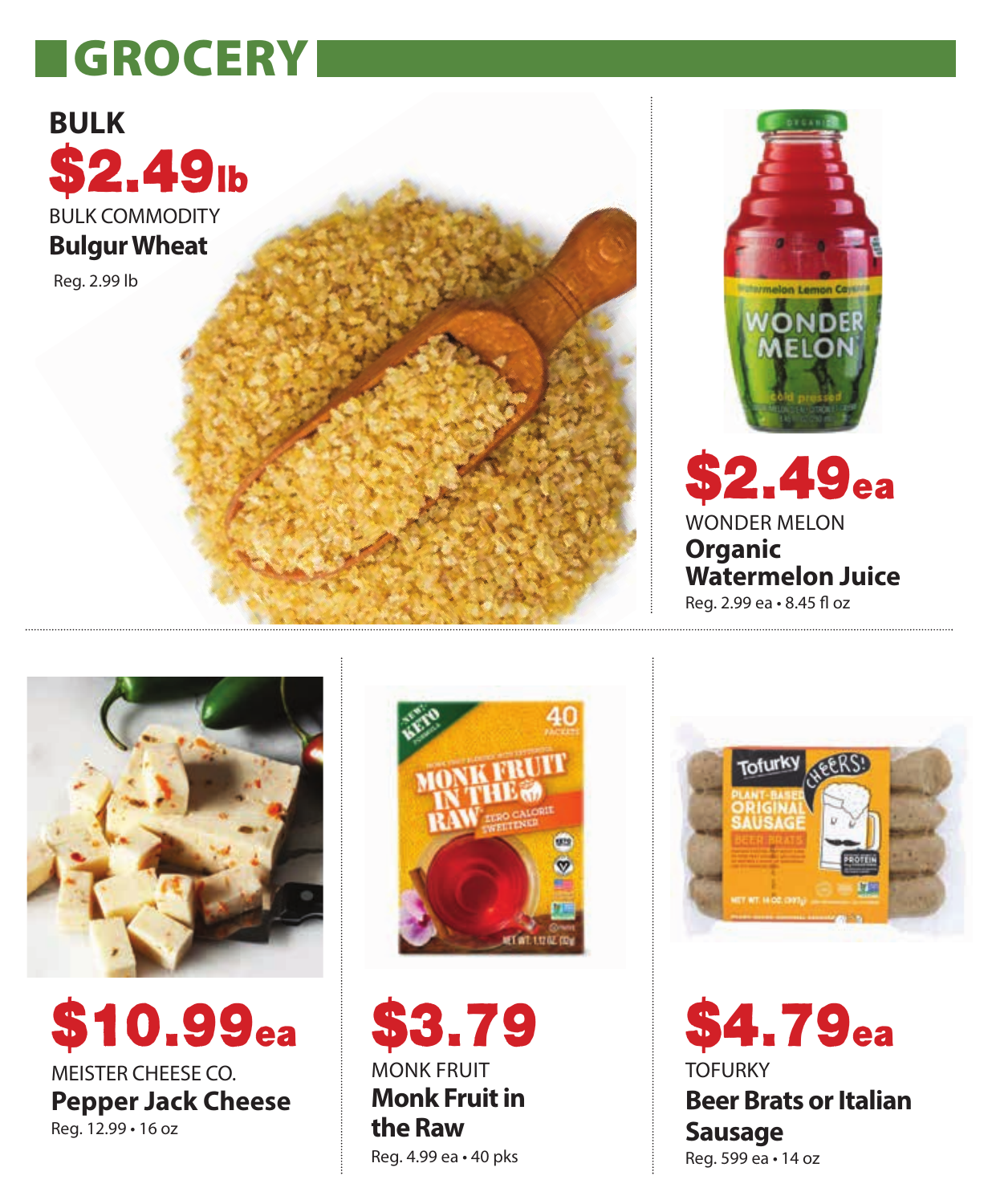# GROCERY

## BULK

**$2.49lb**

BULK COMMODITY

**Bulgur Wheat**

Reg. 2.99 lb

**$2.49ea**

WONDER MELON

**Organic Watermelon Juice**

Reg. 2.99 ea • 8.45 fl oz

**$10.99ea**

MEISTER CHEESE CO.

**Pepper Jack Cheese**

Reg. 12.99 • 16 oz

**$3.79**

MONK FRUIT

**Monk Fruit in the Raw**

Reg. 4.99 ea • 40 pks

**$4.79ea**

TOFURKY

**Beer Brats or Italian Sausage**

Reg. 599 ea • 14 oz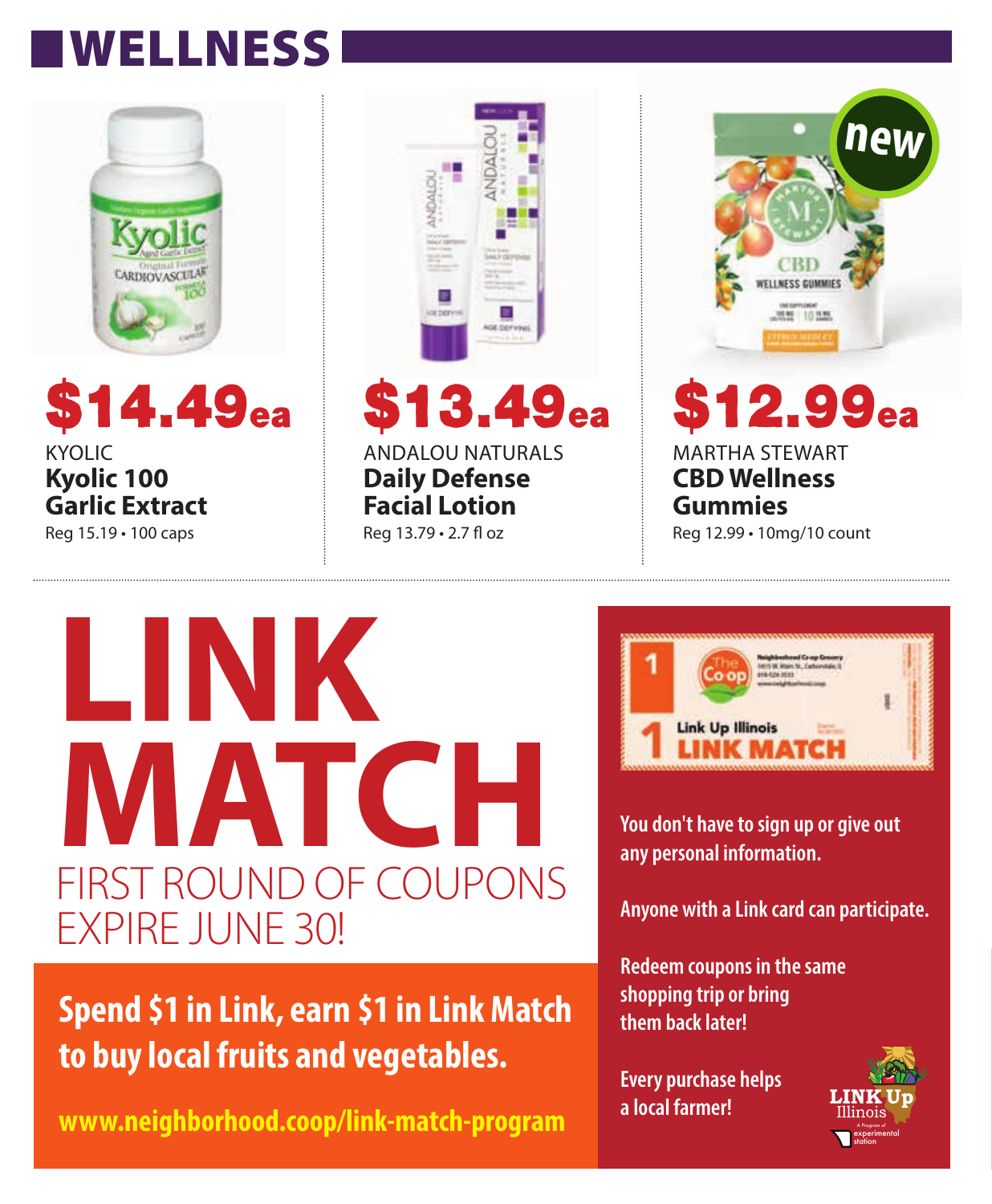# WELLNESS

**$14.49ea**

KYOLIC
**Kyolic 100 Garlic Extract**
Reg 15.19 • 100 caps

**$13.49ea**

ANDALOU NATURALS
**Daily Defense Facial Lotion**
Reg 13.79 • 2.7 fl oz

new

**$12.99ea**

MARTHA STEWART
**CBD Wellness Gummies**
Reg 12.99 • 10mg/10 count

# LINK MATCH

FIRST ROUND OF COUPONS EXPIRE JUNE 30!

**Spend $1 in Link, earn $1 in Link Match to buy local fruits and vegetables.**

**www.neighborhood.coop/link-match-program**

**You don't have to sign up or give out any personal information.**

**Anyone with a Link card can participate.**

**Redeem coupons in the same shopping trip or bring them back later!**

**Every purchase helps a local farmer!**

LINK Up Illinois
A Program of experimental station